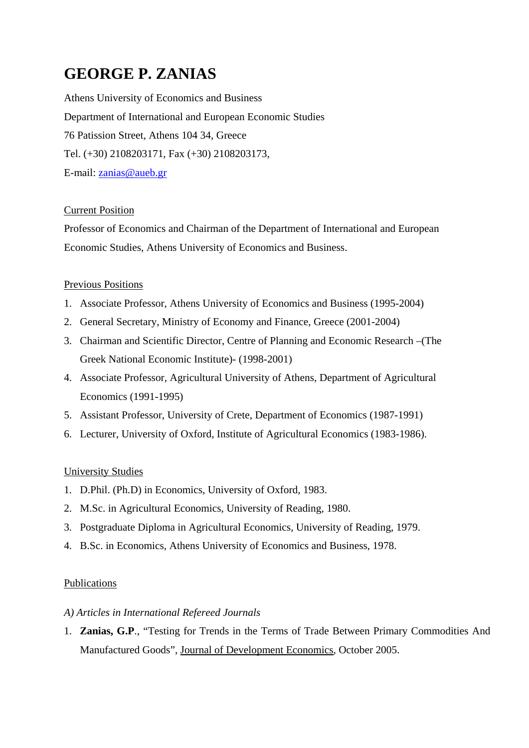# GEORGE P. ZANIAS

Athens University of Economics and Business

Department of International and European Economic Studies

76 Patission Street, Athens 104 34, Greece

Tel. (+30) 2108203171, Fax (+30) 2108203173,

E-mail: zanias@aueb.gr

## Current Position

Professor of Economics and Chairman of the Department of International and European Economic Studies, Athens University of Economics and Business.

## Previous Positions

1. Associate Professor, Athens University of Economics and Business (1995-2004)
2. General Secretary, Ministry of Economy and Finance, Greece (2001-2004)
3. Chairman and Scientific Director, Centre of Planning and Economic Research –(The Greek National Economic Institute)- (1998-2001)
4. Associate Professor, Agricultural University of Athens, Department of Agricultural Economics (1991-1995)
5. Assistant Professor, University of Crete, Department of Economics (1987-1991)
6. Lecturer, University of Oxford, Institute of Agricultural Economics (1983-1986).

## University Studies

1. D.Phil. (Ph.D) in Economics, University of Oxford, 1983.
2. M.Sc. in Agricultural Economics, University of Reading, 1980.
3. Postgraduate Diploma in Agricultural Economics, University of Reading, 1979.
4. B.Sc. in Economics, Athens University of Economics and Business, 1978.

## Publications

*A) Articles in International Refereed Journals*

1. **Zanias, G.P.**, "Testing for Trends in the Terms of Trade Between Primary Commodities And Manufactured Goods", Journal of Development Economics, October 2005.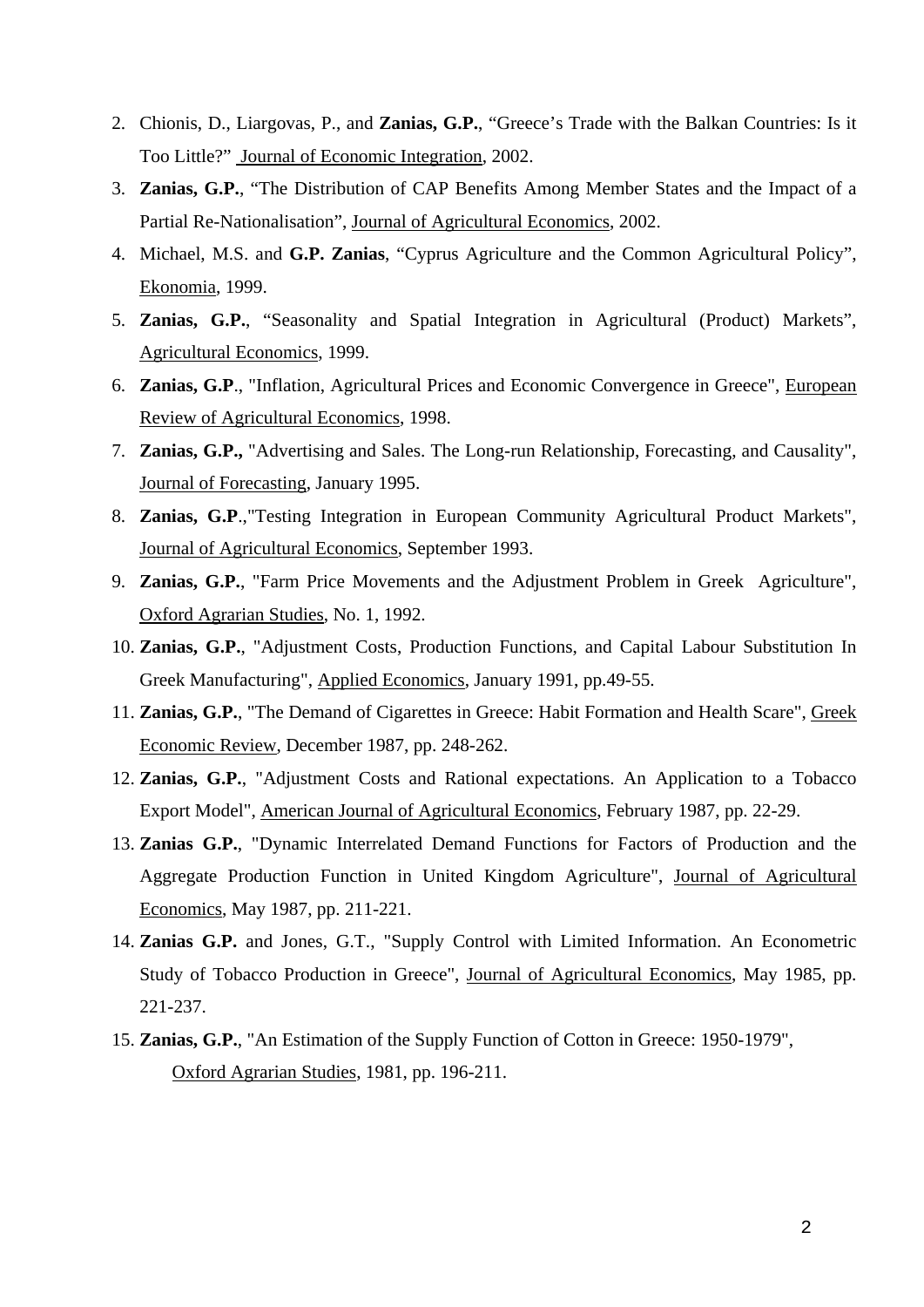2. Chionis, D., Liargovas, P., and **Zanias, G.P.**, “Greece’s Trade with the Balkan Countries: Is it Too Little?” Journal of Economic Integration, 2002.
3. **Zanias, G.P.**, “The Distribution of CAP Benefits Among Member States and the Impact of a Partial Re-Nationalisation”, Journal of Agricultural Economics, 2002.
4. Michael, M.S. and **G.P. Zanias**, “Cyprus Agriculture and the Common Agricultural Policy”, Ekonomia, 1999.
5. **Zanias, G.P.**, “Seasonality and Spatial Integration in Agricultural (Product) Markets”, Agricultural Economics, 1999.
6. **Zanias, G.P**., "Inflation, Agricultural Prices and Economic Convergence in Greece", European Review of Agricultural Economics, 1998.
7. **Zanias, G.P.,** "Advertising and Sales. The Long-run Relationship, Forecasting, and Causality", Journal of Forecasting, January 1995.
8. **Zanias, G.P**.,"Testing Integration in European Community Agricultural Product Markets", Journal of Agricultural Economics, September 1993.
9. **Zanias, G.P.**, "Farm Price Movements and the Adjustment Problem in Greek Agriculture", Oxford Agrarian Studies, No. 1, 1992.
10. **Zanias, G.P.**, "Adjustment Costs, Production Functions, and Capital Labour Substitution In Greek Manufacturing", Applied Economics, January 1991, pp.49-55.
11. **Zanias, G.P.**, "The Demand of Cigarettes in Greece: Habit Formation and Health Scare", Greek Economic Review, December 1987, pp. 248-262.
12. **Zanias, G.P.**, "Adjustment Costs and Rational expectations. An Application to a Tobacco Export Model", American Journal of Agricultural Economics, February 1987, pp. 22-29.
13. **Zanias G.P.**, "Dynamic Interrelated Demand Functions for Factors of Production and the Aggregate Production Function in United Kingdom Agriculture", Journal of Agricultural Economics, May 1987, pp. 211-221.
14. **Zanias G.P.** and Jones, G.T., "Supply Control with Limited Information. An Econometric Study of Tobacco Production in Greece", Journal of Agricultural Economics, May 1985, pp. 221-237.
15. **Zanias, G.P.**, "An Estimation of the Supply Function of Cotton in Greece: 1950-1979", Oxford Agrarian Studies, 1981, pp. 196-211.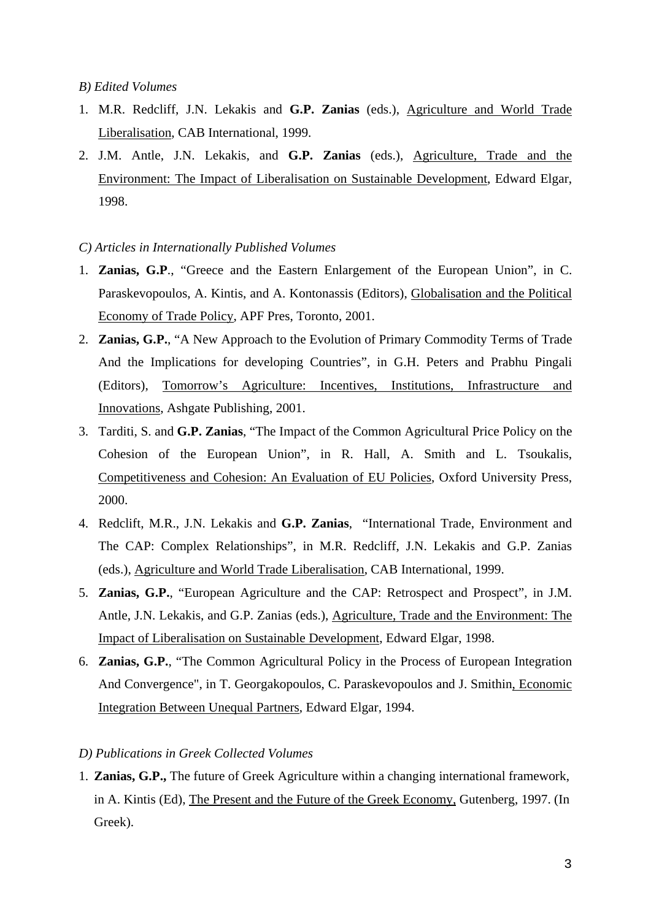*B) Edited Volumes*

1. M.R. Redcliff, J.N. Lekakis and **G.P. Zanias** (eds.), <u>Agriculture and World Trade Liberalisation</u>, CAB International, 1999.
2. J.M. Antle, J.N. Lekakis, and **G.P. Zanias** (eds.), <u>Agriculture, Trade and the Environment: The Impact of Liberalisation on Sustainable Development</u>, Edward Elgar, 1998.

*C) Articles in Internationally Published Volumes*

1. **Zanias, G.P**., "Greece and the Eastern Enlargement of the European Union", in C. Paraskevopoulos, A. Kintis, and A. Kontonassis (Editors), <u>Globalisation and the Political Economy of Trade Policy</u>, APF Pres, Toronto, 2001.
2. **Zanias, G.P.**, "A New Approach to the Evolution of Primary Commodity Terms of Trade And the Implications for developing Countries", in G.H. Peters and Prabhu Pingali (Editors), <u>Tomorrow's Agriculture: Incentives, Institutions, Infrastructure and Innovations</u>, Ashgate Publishing, 2001.
3. Tarditi, S. and **G.P. Zanias**, "The Impact of the Common Agricultural Price Policy on the Cohesion of the European Union", in R. Hall, A. Smith and L. Tsoukalis, <u>Competitiveness and Cohesion: An Evaluation of EU Policies</u>, Oxford University Press, 2000.
4. Redclift, M.R., J.N. Lekakis and **G.P. Zanias**, "International Trade, Environment and The CAP: Complex Relationships", in M.R. Redcliff, J.N. Lekakis and G.P. Zanias (eds.), <u>Agriculture and World Trade Liberalisation</u>, CAB International, 1999.
5. **Zanias, G.P.**, "European Agriculture and the CAP: Retrospect and Prospect", in J.M. Antle, J.N. Lekakis, and G.P. Zanias (eds.), <u>Agriculture, Trade and the Environment: The Impact of Liberalisation on Sustainable Development</u>, Edward Elgar, 1998.
6. **Zanias, G.P.**, "The Common Agricultural Policy in the Process of European Integration And Convergence", in T. Georgakopoulos, C. Paraskevopoulos and J. Smithin<u>, Economic Integration Between Unequal Partners</u>, Edward Elgar, 1994.

*D) Publications in Greek Collected Volumes*

1. **Zanias, G.P.,** The future of Greek Agriculture within a changing international framework, in A. Kintis (Ed), <u>The Present and the Future of the Greek Economy,</u> Gutenberg, 1997. (In Greek).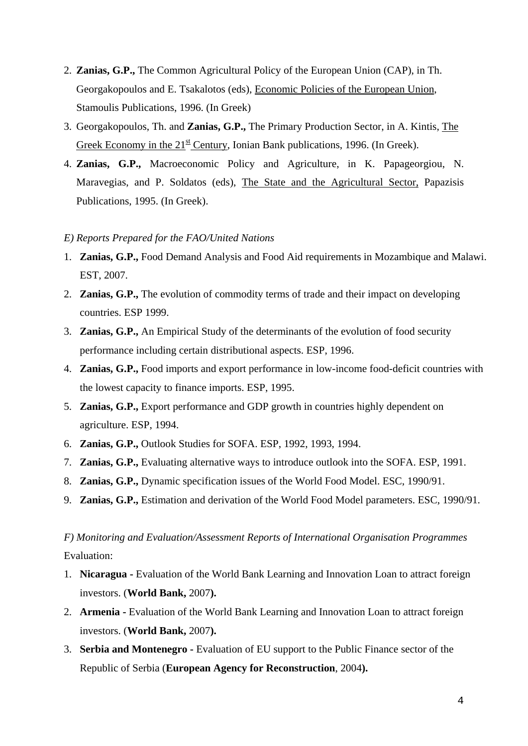2. **Zanias, G.P.,** The Common Agricultural Policy of the European Union (CAP), in Th. Georgakopoulos and E. Tsakalotos (eds), Economic Policies of the European Union, Stamoulis Publications, 1996. (In Greek)
3. Georgakopoulos, Th. and **Zanias, G.P.,** The Primary Production Sector, in A. Kintis, The Greek Economy in the 21st Century, Ionian Bank publications, 1996. (In Greek).
4. **Zanias, G.P.,** Macroeconomic Policy and Agriculture, in K. Papageorgiou, N. Maravegias, and P. Soldatos (eds), The State and the Agricultural Sector, Papazisis Publications, 1995. (In Greek).

*E) Reports Prepared for the FAO/United Nations*

1. **Zanias, G.P.,** Food Demand Analysis and Food Aid requirements in Mozambique and Malawi. EST, 2007.
2. **Zanias, G.P.,** The evolution of commodity terms of trade and their impact on developing countries. ESP 1999.
3. **Zanias, G.P.,** An Empirical Study of the determinants of the evolution of food security performance including certain distributional aspects. ESP, 1996.
4. **Zanias, G.P.,** Food imports and export performance in low-income food-deficit countries with the lowest capacity to finance imports. ESP, 1995.
5. **Zanias, G.P.,** Export performance and GDP growth in countries highly dependent on agriculture. ESP, 1994.
6. **Zanias, G.P.,** Outlook Studies for SOFA. ESP, 1992, 1993, 1994.
7. **Zanias, G.P.,** Evaluating alternative ways to introduce outlook into the SOFA. ESP, 1991.
8. **Zanias, G.P.,** Dynamic specification issues of the World Food Model. ESC, 1990/91.
9. **Zanias, G.P.,** Estimation and derivation of the World Food Model parameters. ESC, 1990/91.

*F) Monitoring and Evaluation/Assessment Reports of International Organisation Programmes*

Evaluation:

1. **Nicaragua -** Evaluation of the World Bank Learning and Innovation Loan to attract foreign investors. (**World Bank,** 2007**).**
2. **Armenia -** Evaluation of the World Bank Learning and Innovation Loan to attract foreign investors. (**World Bank,** 2007**).**
3. **Serbia and Montenegro -** Evaluation of EU support to the Public Finance sector of the Republic of Serbia (**European Agency for Reconstruction**, 2004**).**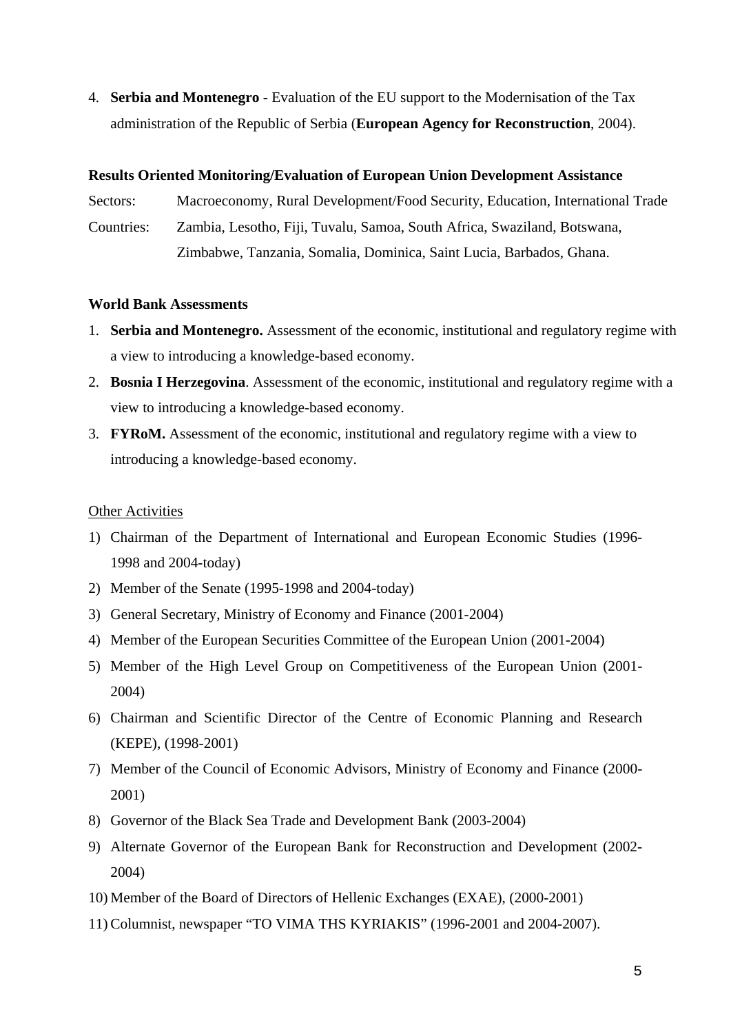4. **Serbia and Montenegro -** Evaluation of the EU support to the Modernisation of the Tax administration of the Republic of Serbia (**European Agency for Reconstruction**, 2004).

**Results Oriented Monitoring/Evaluation of European Union Development Assistance**

Sectors: Macroeconomy, Rural Development/Food Security, Education, International Trade

Countries: Zambia, Lesotho, Fiji, Tuvalu, Samoa, South Africa, Swaziland, Botswana, Zimbabwe, Tanzania, Somalia, Dominica, Saint Lucia, Barbados, Ghana.

**World Bank Assessments**

1. **Serbia and Montenegro.** Assessment of the economic, institutional and regulatory regime with a view to introducing a knowledge-based economy.
2. **Bosnia I Herzegovina**. Assessment of the economic, institutional and regulatory regime with a view to introducing a knowledge-based economy.
3. **FYRoM.** Assessment of the economic, institutional and regulatory regime with a view to introducing a knowledge-based economy.

<u>Other Activities</u>

1) Chairman of the Department of International and European Economic Studies (1996-1998 and 2004-today)
2) Member of the Senate (1995-1998 and 2004-today)
3) General Secretary, Ministry of Economy and Finance (2001-2004)
4) Member of the European Securities Committee of the European Union (2001-2004)
5) Member of the High Level Group on Competitiveness of the European Union (2001-2004)
6) Chairman and Scientific Director of the Centre of Economic Planning and Research (KEPE), (1998-2001)
7) Member of the Council of Economic Advisors, Ministry of Economy and Finance (2000-2001)
8) Governor of the Black Sea Trade and Development Bank (2003-2004)
9) Alternate Governor of the European Bank for Reconstruction and Development (2002-2004)
10) Member of the Board of Directors of Hellenic Exchanges (EXAE), (2000-2001)
11) Columnist, newspaper "TO VIMA THS KYRIAKIS" (1996-2001 and 2004-2007).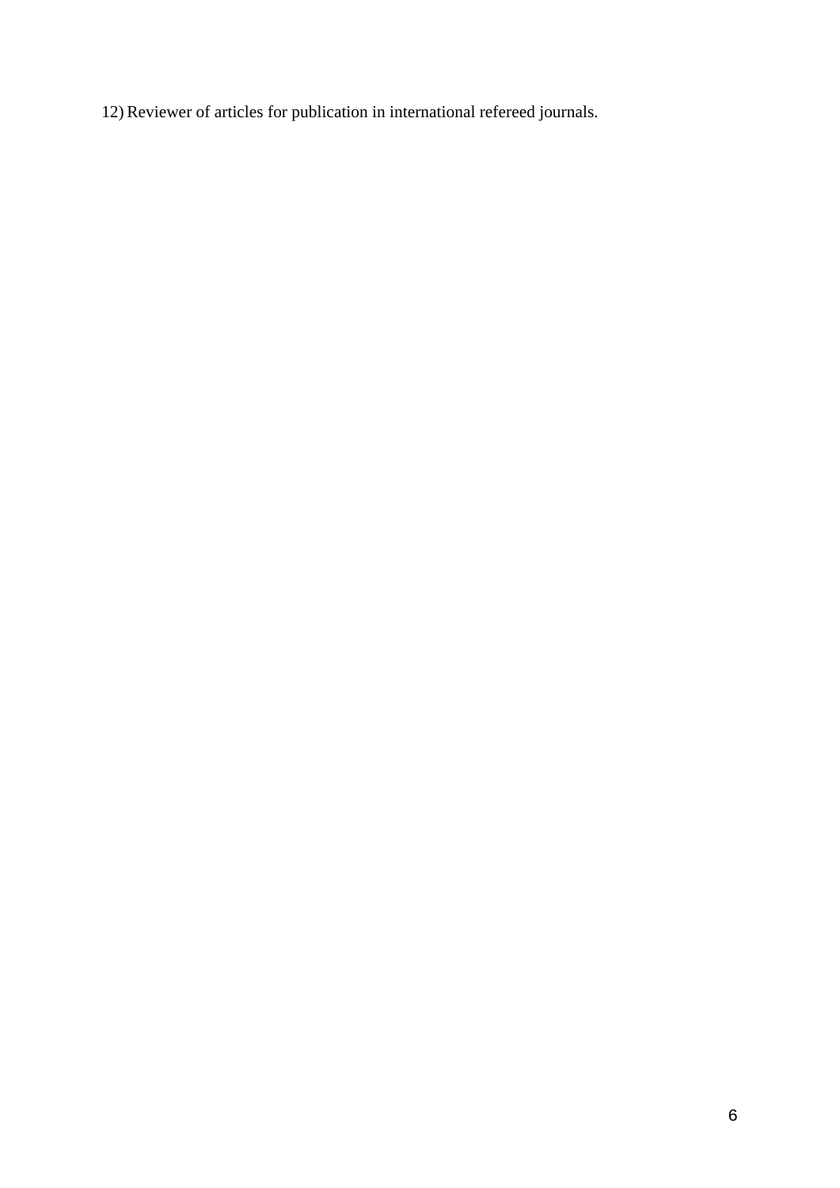12) Reviewer of articles for publication in international refereed journals.